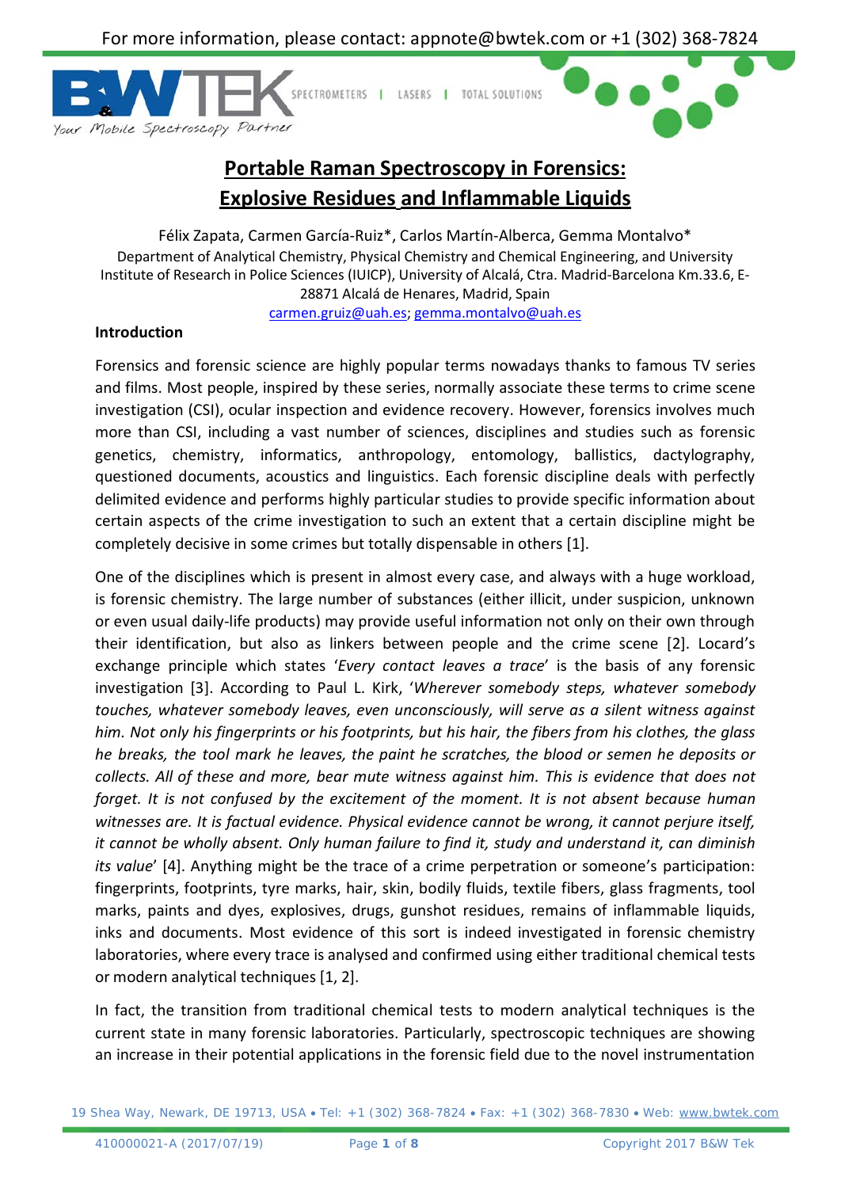# Portable Raman Spectroscopy in Forensics: Explosive Residues and Inflammable Liquids

Félix Zapata, Carmen García-Ruiz*, Carlos Martín-Alberca, Gemma Montalvo*

Department of Analytical Chemistry, Physical Chemistry and Chemical Engineering, and University Institute of Research in Police Sciences (IUICP), University of Alcalá, Ctra. Madrid-Barcelona Km.33.6, E-28871 Alcalá de Henares, Madrid, Spain

carmen.gruiz@uah.es; gemma.montalvo@uah.es

## Introduction

Forensics and forensic science are highly popular terms nowadays thanks to famous TV series and films. Most people, inspired by these series, normally associate these terms to crime scene investigation (CSI), ocular inspection and evidence recovery. However, forensics involves much more than CSI, including a vast number of sciences, disciplines and studies such as forensic genetics, chemistry, informatics, anthropology, entomology, ballistics, dactylography, questioned documents, acoustics and linguistics. Each forensic discipline deals with perfectly delimited evidence and performs highly particular studies to provide specific information about certain aspects of the crime investigation to such an extent that a certain discipline might be completely decisive in some crimes but totally dispensable in others [1].

One of the disciplines which is present in almost every case, and always with a huge workload, is forensic chemistry. The large number of substances (either illicit, under suspicion, unknown or even usual daily-life products) may provide useful information not only on their own through their identification, but also as linkers between people and the crime scene [2]. Locard's exchange principle which states '*Every contact leaves a trace*' is the basis of any forensic investigation [3]. According to Paul L. Kirk, '*Wherever somebody steps, whatever somebody touches, whatever somebody leaves, even unconsciously, will serve as a silent witness against him. Not only his fingerprints or his footprints, but his hair, the fibers from his clothes, the glass he breaks, the tool mark he leaves, the paint he scratches, the blood or semen he deposits or collects. All of these and more, bear mute witness against him. This is evidence that does not forget. It is not confused by the excitement of the moment. It is not absent because human witnesses are. It is factual evidence. Physical evidence cannot be wrong, it cannot perjure itself, it cannot be wholly absent. Only human failure to find it, study and understand it, can diminish its value*' [4]. Anything might be the trace of a crime perpetration or someone's participation: fingerprints, footprints, tyre marks, hair, skin, bodily fluids, textile fibers, glass fragments, tool marks, paints and dyes, explosives, drugs, gunshot residues, remains of inflammable liquids, inks and documents. Most evidence of this sort is indeed investigated in forensic chemistry laboratories, where every trace is analysed and confirmed using either traditional chemical tests or modern analytical techniques [1, 2].

In fact, the transition from traditional chemical tests to modern analytical techniques is the current state in many forensic laboratories. Particularly, spectroscopic techniques are showing an increase in their potential applications in the forensic field due to the novel instrumentation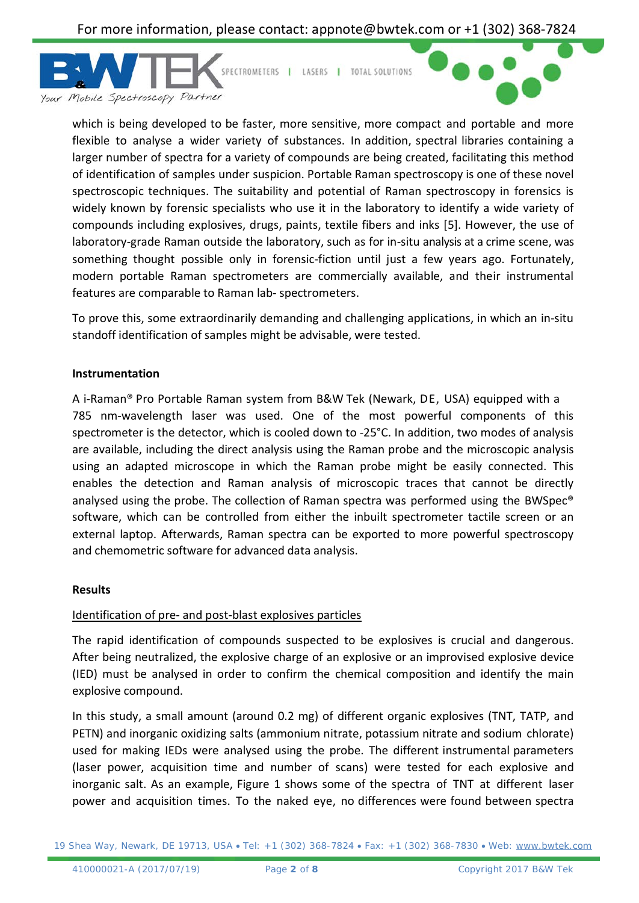which is being developed to be faster, more sensitive, more compact and portable and more flexible to analyse a wider variety of substances. In addition, spectral libraries containing a larger number of spectra for a variety of compounds are being created, facilitating this method of identification of samples under suspicion. Portable Raman spectroscopy is one of these novel spectroscopic techniques. The suitability and potential of Raman spectroscopy in forensics is widely known by forensic specialists who use it in the laboratory to identify a wide variety of compounds including explosives, drugs, paints, textile fibers and inks [5]. However, the use of laboratory-grade Raman outside the laboratory, such as for in-situ analysis at a crime scene, was something thought possible only in forensic-fiction until just a few years ago. Fortunately, modern portable Raman spectrometers are commercially available, and their instrumental features are comparable to Raman lab- spectrometers.

To prove this, some extraordinarily demanding and challenging applications, in which an in-situ standoff identification of samples might be advisable, were tested.

**Instrumentation**

A i-Raman® Pro Portable Raman system from B&W Tek (Newark, DE, USA) equipped with a 785 nm-wavelength laser was used. One of the most powerful components of this spectrometer is the detector, which is cooled down to -25°C. In addition, two modes of analysis are available, including the direct analysis using the Raman probe and the microscopic analysis using an adapted microscope in which the Raman probe might be easily connected. This enables the detection and Raman analysis of microscopic traces that cannot be directly analysed using the probe. The collection of Raman spectra was performed using the BWSpec® software, which can be controlled from either the inbuilt spectrometer tactile screen or an external laptop. Afterwards, Raman spectra can be exported to more powerful spectroscopy and chemometric software for advanced data analysis.

**Results**

<u>Identification of pre- and post-blast explosives particles</u>

The rapid identification of compounds suspected to be explosives is crucial and dangerous. After being neutralized, the explosive charge of an explosive or an improvised explosive device (IED) must be analysed in order to confirm the chemical composition and identify the main explosive compound.

In this study, a small amount (around 0.2 mg) of different organic explosives (TNT, TATP, and PETN) and inorganic oxidizing salts (ammonium nitrate, potassium nitrate and sodium chlorate) used for making IEDs were analysed using the probe. The different instrumental parameters (laser power, acquisition time and number of scans) were tested for each explosive and inorganic salt. As an example, Figure 1 shows some of the spectra of TNT at different laser power and acquisition times. To the naked eye, no differences were found between spectra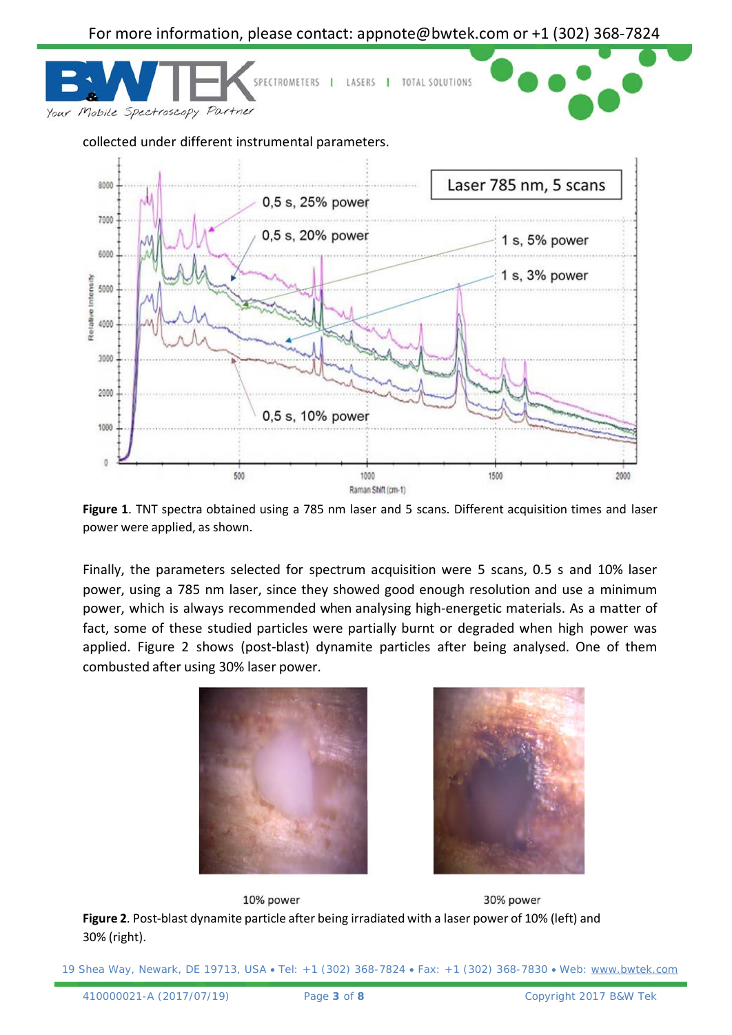collected under different instrumental parameters.

**Figure 1**. TNT spectra obtained using a 785 nm laser and 5 scans. Different acquisition times and laser power were applied, as shown.

Finally, the parameters selected for spectrum acquisition were 5 scans, 0.5 s and 10% laser power, using a 785 nm laser, since they showed good enough resolution and use a minimum power, which is always recommended when analysing high-energetic materials. As a matter of fact, some of these studied particles were partially burnt or degraded when high power was applied. Figure 2 shows (post-blast) dynamite particles after being analysed. One of them combusted after using 30% laser power.

10% power 30% power

**Figure 2**. Post-blast dynamite particle after being irradiated with a laser power of 10% (left) and 30% (right).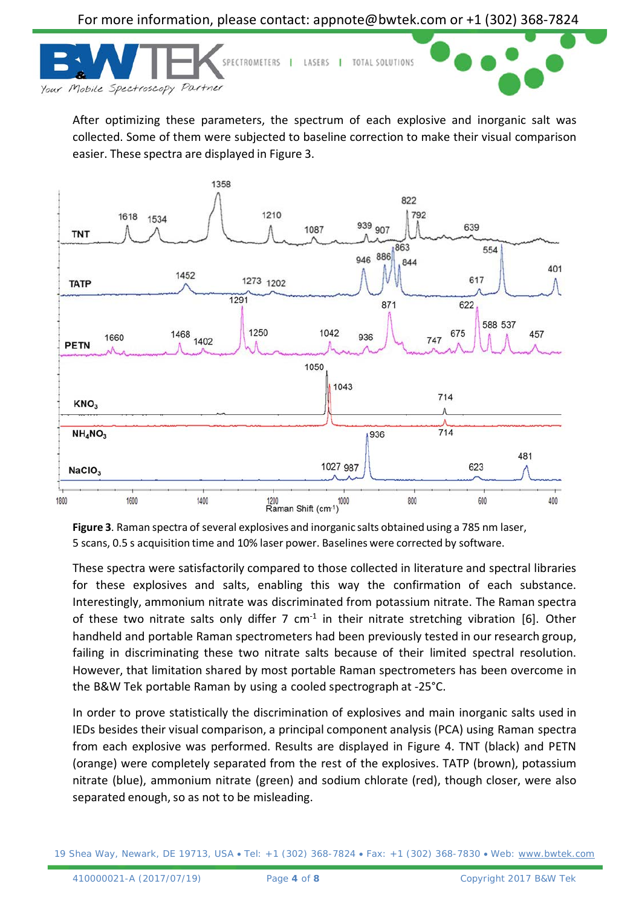After optimizing these parameters, the spectrum of each explosive and inorganic salt was collected. Some of them were subjected to baseline correction to make their visual comparison easier. These spectra are displayed in Figure 3.

**Figure 3**. Raman spectra of several explosives and inorganic salts obtained using a 785 nm laser, 5 scans, 0.5 s acquisition time and 10% laser power. Baselines were corrected by software.

These spectra were satisfactorily compared to those collected in literature and spectral libraries for these explosives and salts, enabling this way the confirmation of each substance. Interestingly, ammonium nitrate was discriminated from potassium nitrate. The Raman spectra of these two nitrate salts only differ 7 $cm^{-1}$ in their nitrate stretching vibration [6]. Other handheld and portable Raman spectrometers had been previously tested in our research group, failing in discriminating these two nitrate salts because of their limited spectral resolution. However, that limitation shared by most portable Raman spectrometers has been overcome in the B&W Tek portable Raman by using a cooled spectrograph at -25°C.

In order to prove statistically the discrimination of explosives and main inorganic salts used in IEDs besides their visual comparison, a principal component analysis (PCA) using Raman spectra from each explosive was performed. Results are displayed in Figure 4. TNT (black) and PETN (orange) were completely separated from the rest of the explosives. TATP (brown), potassium nitrate (blue), ammonium nitrate (green) and sodium chlorate (red), though closer, were also separated enough, so as not to be misleading.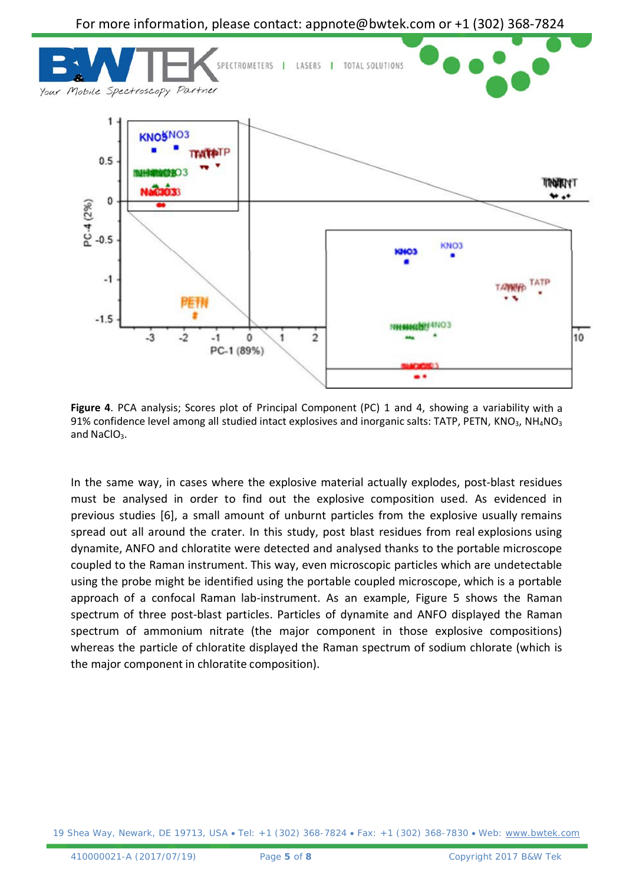**Figure 4**. PCA analysis; Scores plot of Principal Component (PC) 1 and 4, showing a variability with a 91% confidence level among all studied intact explosives and inorganic salts: TATP, PETN, $KNO_3$, $NH_4NO_3$ and $NaClO_3$.

In the same way, in cases where the explosive material actually explodes, post-blast residues must be analysed in order to find out the explosive composition used. As evidenced in previous studies [6], a small amount of unburnt particles from the explosive usually remains spread out all around the crater. In this study, post blast residues from real explosions using dynamite, ANFO and chloratite were detected and analysed thanks to the portable microscope coupled to the Raman instrument. This way, even microscopic particles which are undetectable using the probe might be identified using the portable coupled microscope, which is a portable approach of a confocal Raman lab-instrument. As an example, Figure 5 shows the Raman spectrum of three post-blast particles. Particles of dynamite and ANFO displayed the Raman spectrum of ammonium nitrate (the major component in those explosive compositions) whereas the particle of chloratite displayed the Raman spectrum of sodium chlorate (which is the major component in chloratite composition).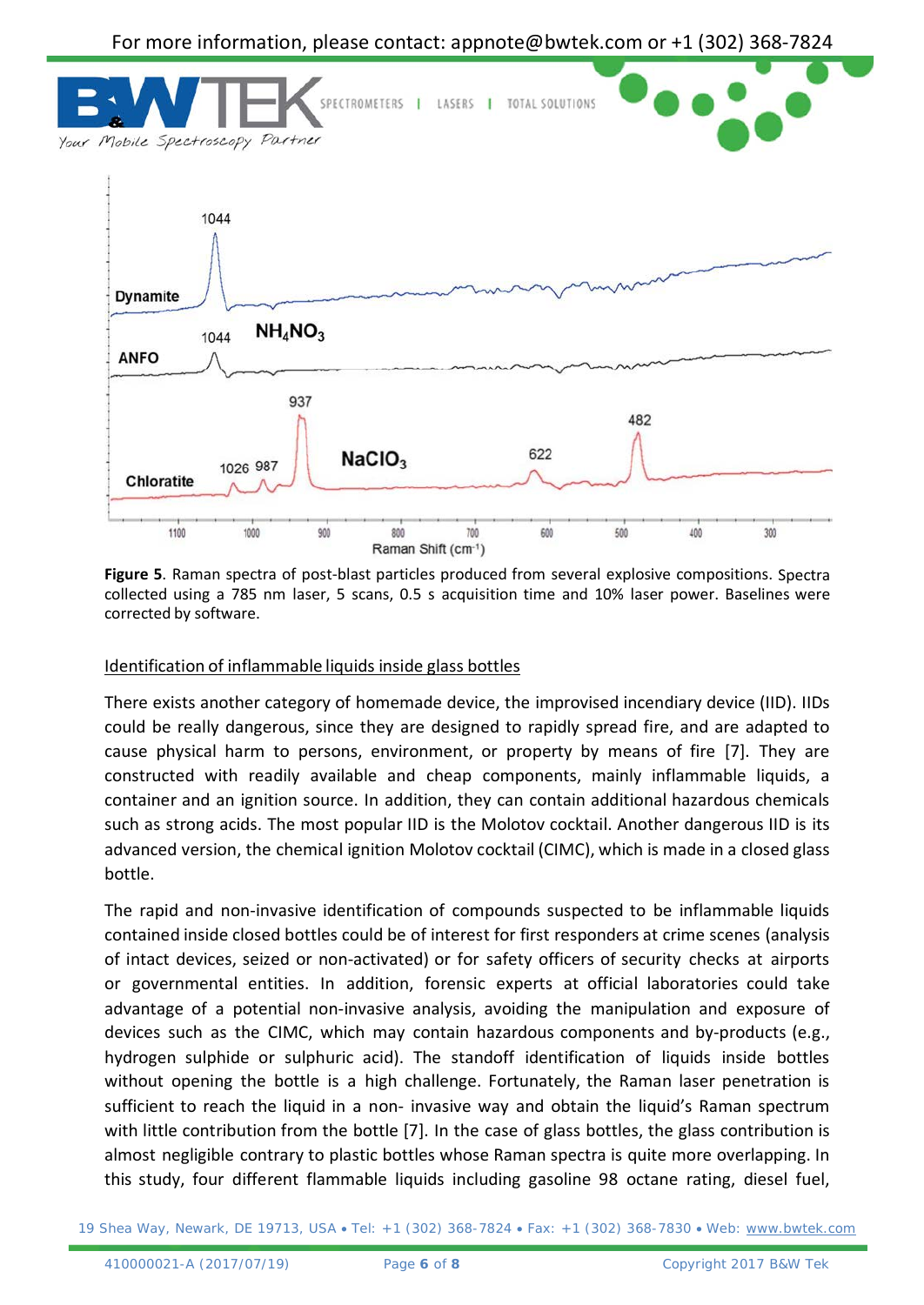**Figure 5**. Raman spectra of post-blast particles produced from several explosive compositions. Spectra collected using a 785 nm laser, 5 scans, 0.5 s acquisition time and 10% laser power. Baselines were corrected by software.

## Identification of inflammable liquids inside glass bottles

There exists another category of homemade device, the improvised incendiary device (IID). IIDs could be really dangerous, since they are designed to rapidly spread fire, and are adapted to cause physical harm to persons, environment, or property by means of fire [7]. They are constructed with readily available and cheap components, mainly inflammable liquids, a container and an ignition source. In addition, they can contain additional hazardous chemicals such as strong acids. The most popular IID is the Molotov cocktail. Another dangerous IID is its advanced version, the chemical ignition Molotov cocktail (CIMC), which is made in a closed glass bottle.

The rapid and non-invasive identification of compounds suspected to be inflammable liquids contained inside closed bottles could be of interest for first responders at crime scenes (analysis of intact devices, seized or non-activated) or for safety officers of security checks at airports or governmental entities. In addition, forensic experts at official laboratories could take advantage of a potential non-invasive analysis, avoiding the manipulation and exposure of devices such as the CIMC, which may contain hazardous components and by-products (e.g., hydrogen sulphide or sulphuric acid). The standoff identification of liquids inside bottles without opening the bottle is a high challenge. Fortunately, the Raman laser penetration is sufficient to reach the liquid in a non- invasive way and obtain the liquid's Raman spectrum with little contribution from the bottle [7]. In the case of glass bottles, the glass contribution is almost negligible contrary to plastic bottles whose Raman spectra is quite more overlapping. In this study, four different flammable liquids including gasoline 98 octane rating, diesel fuel,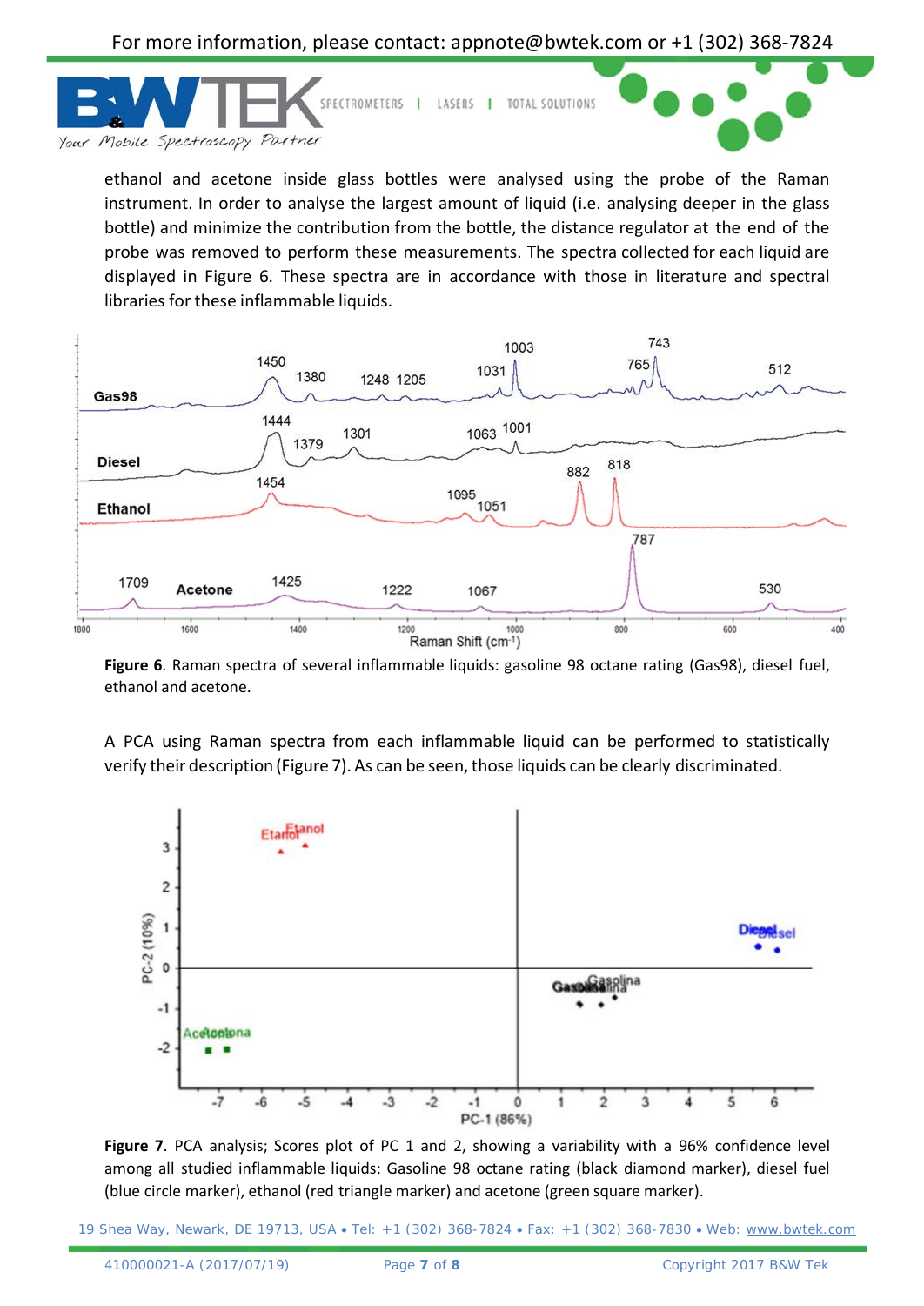ethanol and acetone inside glass bottles were analysed using the probe of the Raman instrument. In order to analyse the largest amount of liquid (i.e. analysing deeper in the glass bottle) and minimize the contribution from the bottle, the distance regulator at the end of the probe was removed to perform these measurements. The spectra collected for each liquid are displayed in Figure 6. These spectra are in accordance with those in literature and spectral libraries for these inflammable liquids.

**Figure 6**. Raman spectra of several inflammable liquids: gasoline 98 octane rating (Gas98), diesel fuel, ethanol and acetone.

A PCA using Raman spectra from each inflammable liquid can be performed to statistically verify their description (Figure 7). As can be seen, those liquids can be clearly discriminated.

**Figure 7**. PCA analysis; Scores plot of PC 1 and 2, showing a variability with a 96% confidence level among all studied inflammable liquids: Gasoline 98 octane rating (black diamond marker), diesel fuel (blue circle marker), ethanol (red triangle marker) and acetone (green square marker).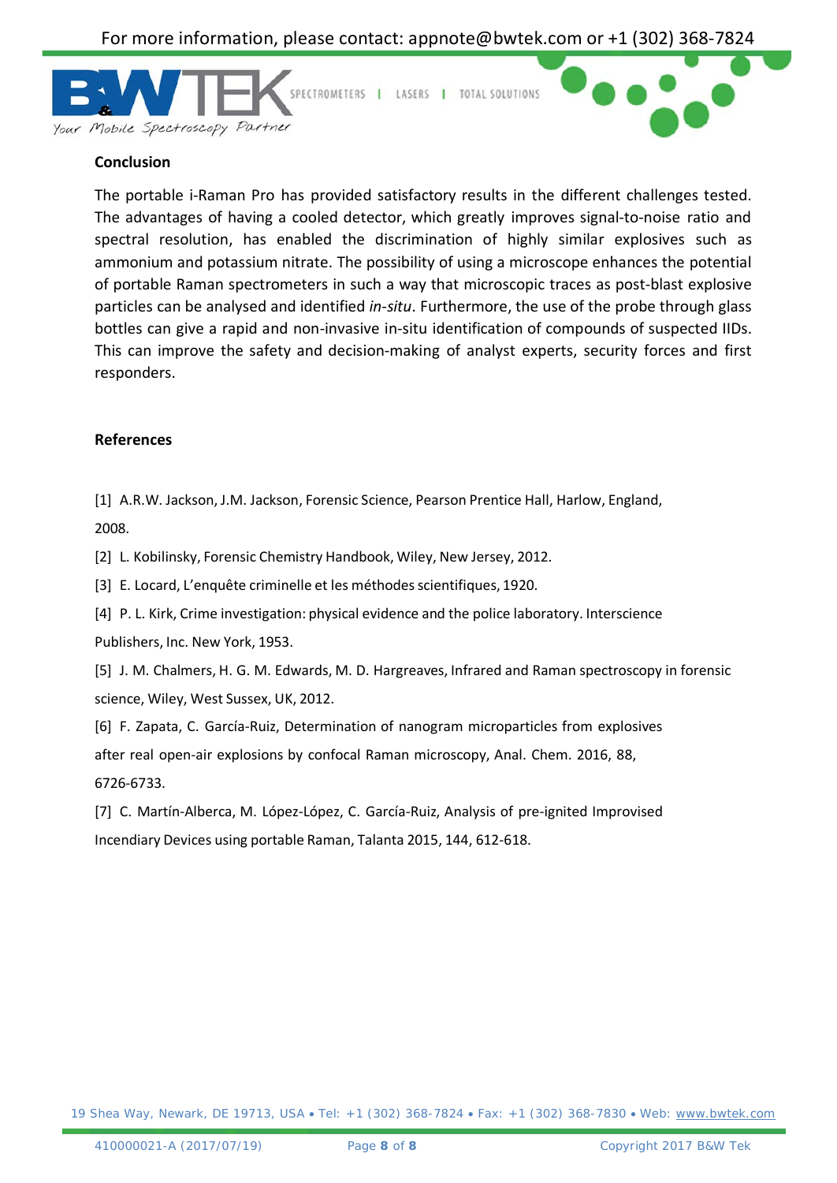## Conclusion

The portable i-Raman Pro has provided satisfactory results in the different challenges tested. The advantages of having a cooled detector, which greatly improves signal-to-noise ratio and spectral resolution, has enabled the discrimination of highly similar explosives such as ammonium and potassium nitrate. The possibility of using a microscope enhances the potential of portable Raman spectrometers in such a way that microscopic traces as post-blast explosive particles can be analysed and identified *in-situ*. Furthermore, the use of the probe through glass bottles can give a rapid and non-invasive in-situ identification of compounds of suspected IIDs. This can improve the safety and decision-making of analyst experts, security forces and first responders.

## References

[1] A.R.W. Jackson, J.M. Jackson, Forensic Science, Pearson Prentice Hall, Harlow, England, 2008.

[2] L. Kobilinsky, Forensic Chemistry Handbook, Wiley, New Jersey, 2012.

[3] E. Locard, L'enquête criminelle et les méthodes scientifiques, 1920.

[4] P. L. Kirk, Crime investigation: physical evidence and the police laboratory. Interscience Publishers, Inc. New York, 1953.

[5] J. M. Chalmers, H. G. M. Edwards, M. D. Hargreaves, Infrared and Raman spectroscopy in forensic science, Wiley, West Sussex, UK, 2012.

[6] F. Zapata, C. García-Ruiz, Determination of nanogram microparticles from explosives after real open-air explosions by confocal Raman microscopy, Anal. Chem. 2016, 88, 6726-6733.

[7] C. Martín-Alberca, M. López-López, C. García-Ruiz, Analysis of pre-ignited Improvised Incendiary Devices using portable Raman, Talanta 2015, 144, 612-618.